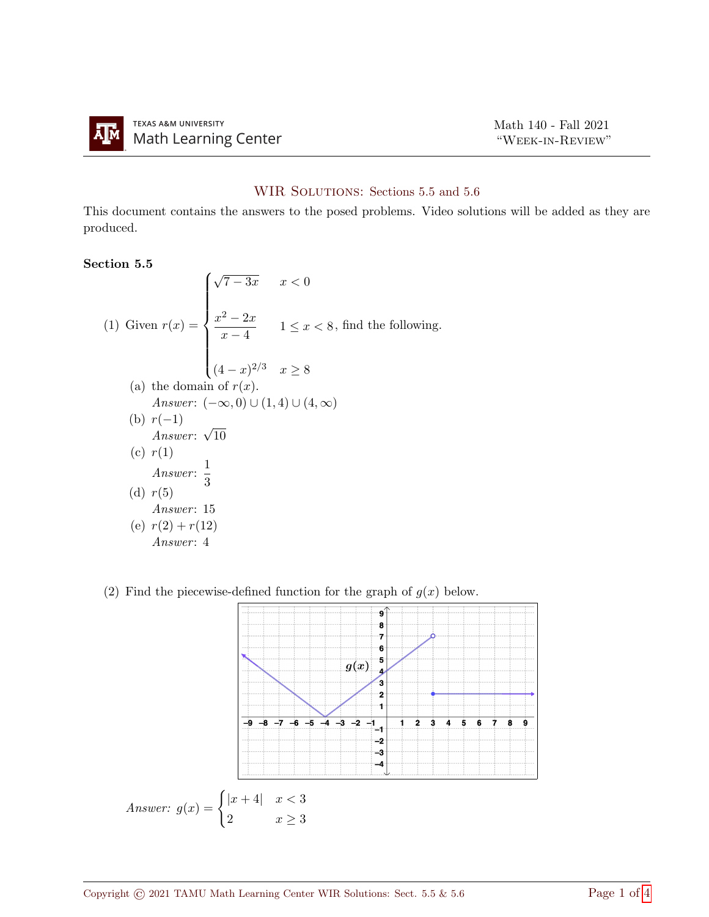TEXAS A&M UNIVERSITY
Math Learning Center

Math 140 - Fall 2021
"Week-in-Review"

## WIR Solutions: Sections 5.5 and 5.6

This document contains the answers to the posed problems. Video solutions will be added as they are produced.

### Section 5.5

(1) Given $r(x) = \begin{cases} \sqrt{7-3x} & x < 0 \\ \dfrac{x^2-2x}{x-4} & 1 \leq x < 8 \\ (4-x)^{2/3} & x \geq 8 \end{cases}$, find the following.

(a) the domain of $r(x)$.
*Answer*: $(-\infty, 0) \cup (1, 4) \cup (4, \infty)$

(b) $r(-1)$
*Answer*: $\sqrt{10}$

(c) $r(1)$
*Answer*: $\dfrac{1}{3}$

(d) $r(5)$
*Answer*: 15

(e) $r(2) + r(12)$
*Answer*: 4

(2) Find the piecewise-defined function for the graph of $g(x)$ below.

*Answer*: $g(x) = \begin{cases} |x+4| & x < 3 \\ 2 & x \geq 3 \end{cases}$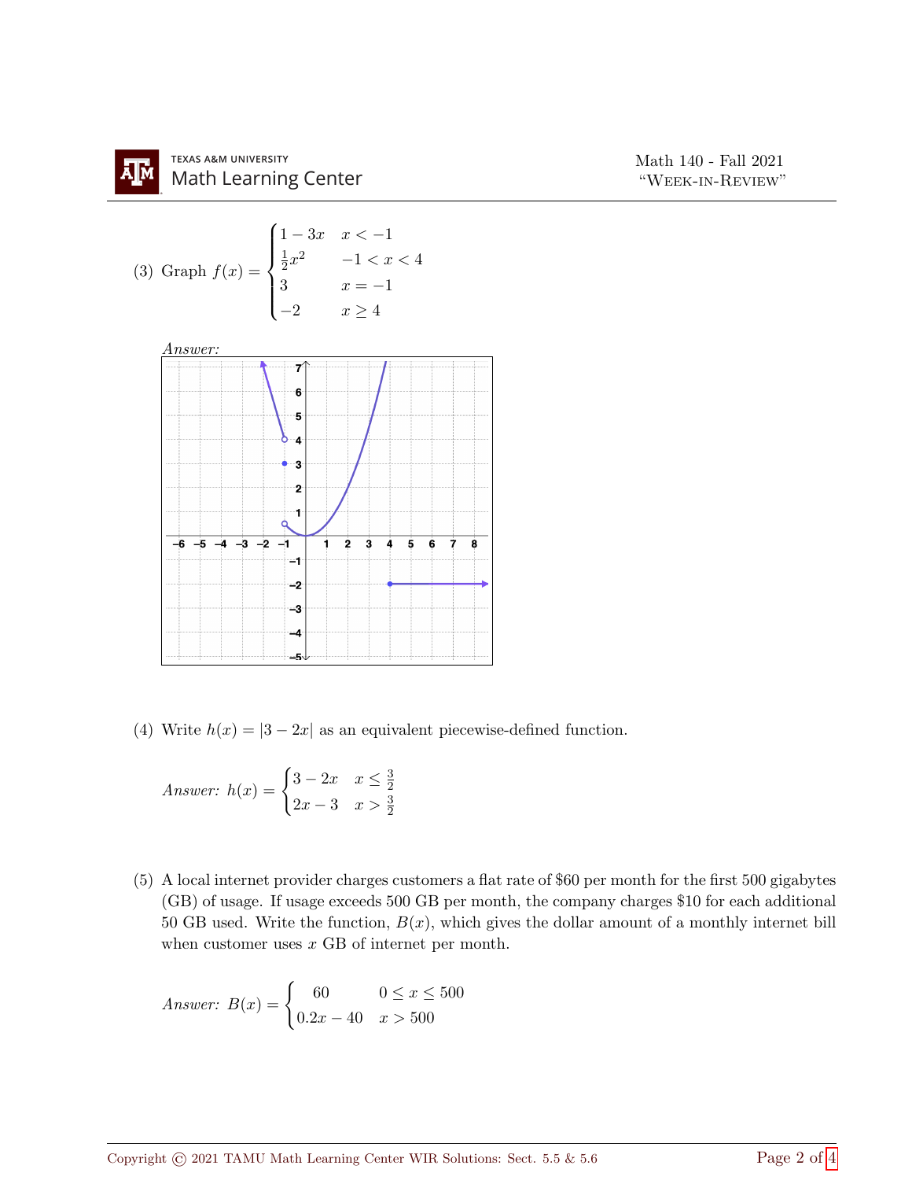(3) Graph $f(x) = \begin{cases} 1-3x & x < -1 \\ \frac{1}{2}x^2 & -1 < x < 4 \\ 3 & x = -1 \\ -2 & x \geq 4 \end{cases}$

*Answer:*

(4) Write $h(x) = |3 - 2x|$ as an equivalent piecewise-defined function.

*Answer:* $h(x) = \begin{cases} 3-2x & x \leq \frac{3}{2} \\ 2x-3 & x > \frac{3}{2} \end{cases}$

(5) A local internet provider charges customers a flat rate of \$60 per month for the first 500 gigabytes (GB) of usage. If usage exceeds 500 GB per month, the company charges \$10 for each additional 50 GB used. Write the function, $B(x)$, which gives the dollar amount of a monthly internet bill when customer uses $x$ GB of internet per month.

*Answer:* $B(x) = \begin{cases} 60 & 0 \leq x \leq 500 \\ 0.2x - 40 & x > 500 \end{cases}$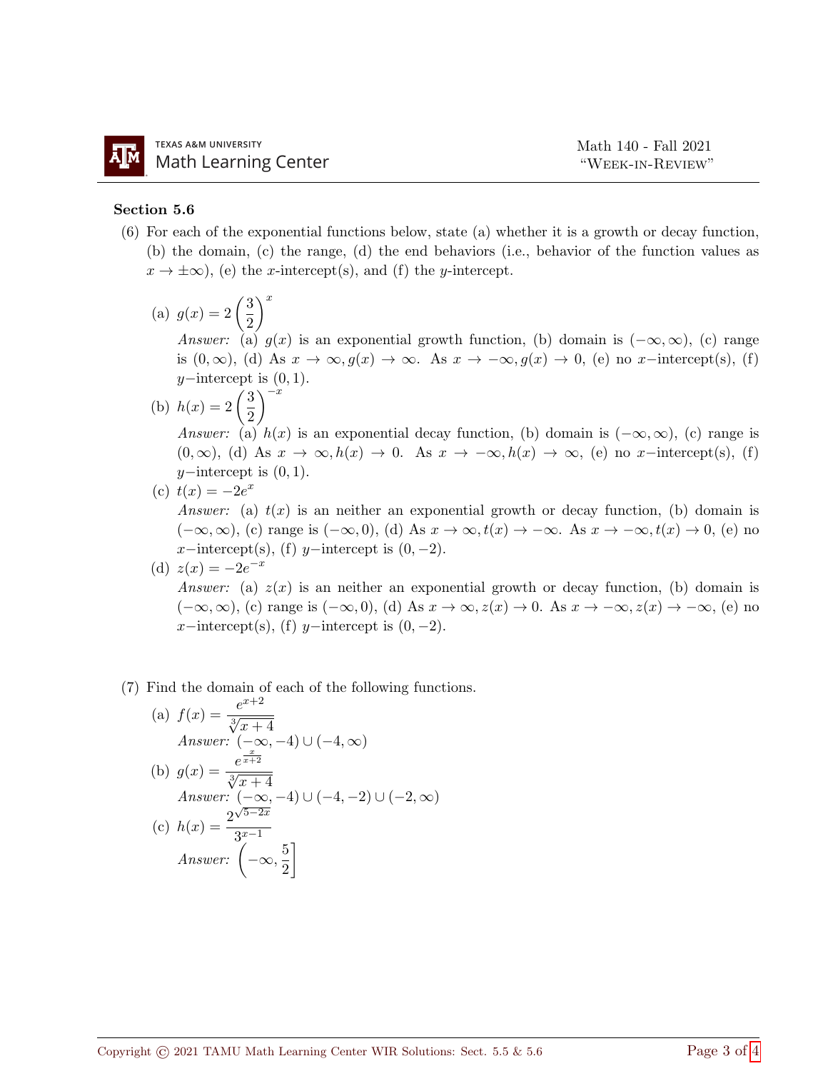## Section 5.6

(6) For each of the exponential functions below, state (a) whether it is a growth or decay function, (b) the domain, (c) the range, (d) the end behaviors (i.e., behavior of the function values as $x \to \pm\infty$), (e) the $x$-intercept(s), and (f) the $y$-intercept.

(a) $g(x) = 2\left(\dfrac{3}{2}\right)^x$

*Answer:* (a) $g(x)$ is an exponential growth function, (b) domain is $(-\infty, \infty)$, (c) range is $(0, \infty)$, (d) As $x \to \infty, g(x) \to \infty$. As $x \to -\infty, g(x) \to 0$, (e) no $x-$intercept(s), (f) $y-$intercept is $(0, 1)$.

(b) $h(x) = 2\left(\dfrac{3}{2}\right)^{-x}$

*Answer:* (a) $h(x)$ is an exponential decay function, (b) domain is $(-\infty, \infty)$, (c) range is $(0, \infty)$, (d) As $x \to \infty, h(x) \to 0$. As $x \to -\infty, h(x) \to \infty$, (e) no $x-$intercept(s), (f) $y-$intercept is $(0, 1)$.

(c) $t(x) = -2e^x$

*Answer:* (a) $t(x)$ is an neither an exponential growth or decay function, (b) domain is $(-\infty, \infty)$, (c) range is $(-\infty, 0)$, (d) As $x \to \infty, t(x) \to -\infty$. As $x \to -\infty, t(x) \to 0$, (e) no $x-$intercept(s), (f) $y-$intercept is $(0, -2)$.

(d) $z(x) = -2e^{-x}$

*Answer:* (a) $z(x)$ is an neither an exponential growth or decay function, (b) domain is $(-\infty, \infty)$, (c) range is $(-\infty, 0)$, (d) As $x \to \infty, z(x) \to 0$. As $x \to -\infty, z(x) \to -\infty$, (e) no $x-$intercept(s), (f) $y-$intercept is $(0, -2)$.

(7) Find the domain of each of the following functions.

(a) $f(x) = \dfrac{e^{x+2}}{\sqrt[3]{x+4}}$

*Answer:* $(-\infty, -4) \cup (-4, \infty)$

(b) $g(x) = \dfrac{e^{\frac{x}{x+2}}}{\sqrt[3]{x+4}}$

*Answer:* $(-\infty, -4) \cup (-4, -2) \cup (-2, \infty)$

(c) $h(x) = \dfrac{2^{\sqrt{5-2x}}}{3^{x-1}}$

*Answer:* $\left(-\infty, \dfrac{5}{2}\right]$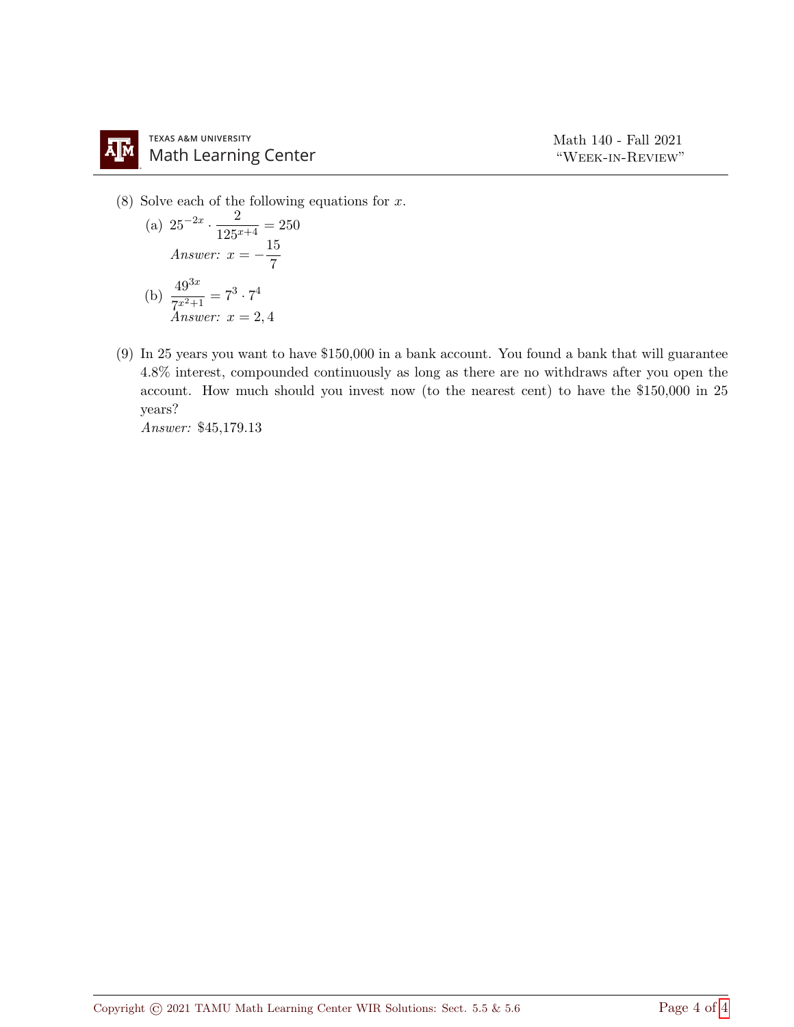(8) Solve each of the following equations for $x$.

(a) $25^{-2x} \cdot \dfrac{2}{125^{x+4}} = 250$

*Answer:* $x = -\dfrac{15}{7}$

(b) $\dfrac{49^{3x}}{7^{x^2+1}} = 7^3 \cdot 7^4$

*Answer:* $x = 2, 4$

(9) In 25 years you want to have \$150,000 in a bank account. You found a bank that will guarantee 4.8% interest, compounded continuously as long as there are no withdraws after you open the account. How much should you invest now (to the nearest cent) to have the \$150,000 in 25 years?

*Answer:* \$45,179.13